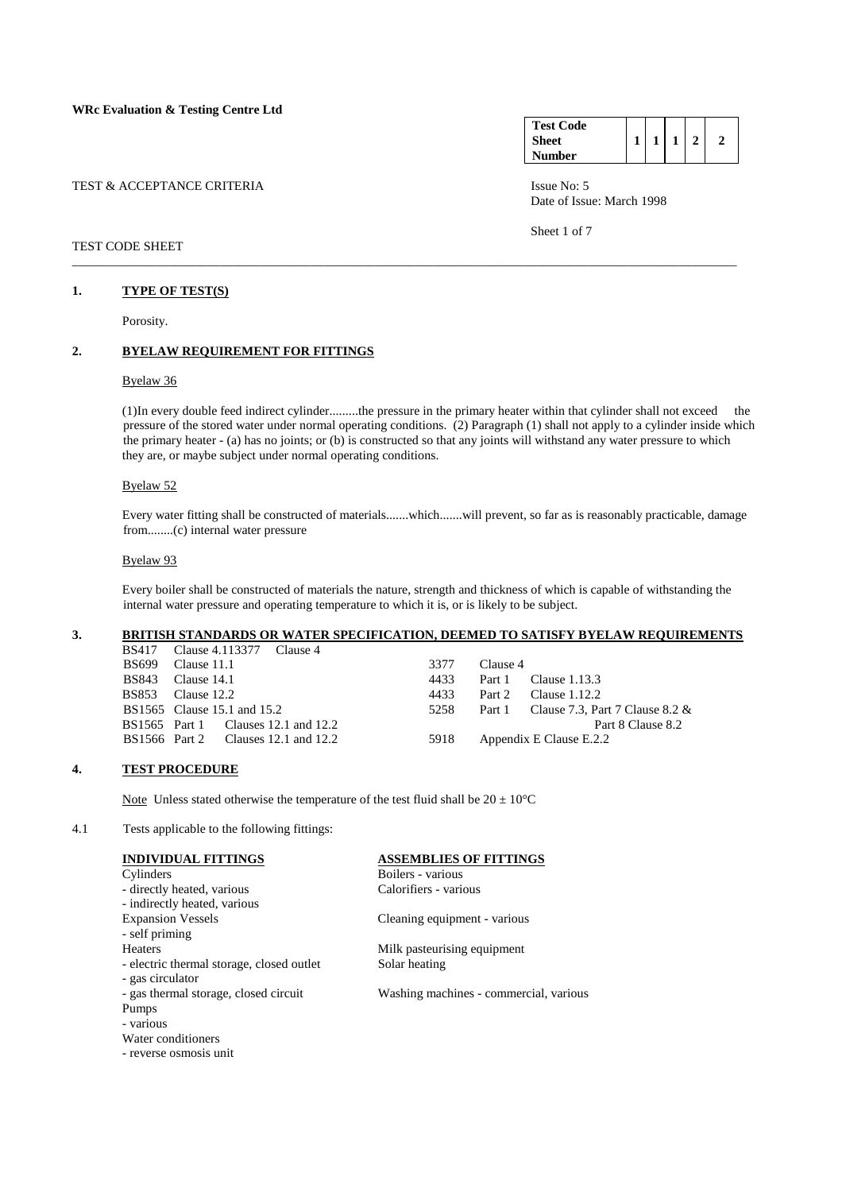**WRc Evaluation & Testing Centre Ltd**

| Test Code Sheet Number | 1 | 1 | 1 | 2 | 2 |
|---|---|---|---|---|---|

TEST & ACCEPTANCE CRITERIA

Issue No: 5
Date of Issue: March 1998

TEST CODE SHEET

## 1. TYPE OF TEST(S)

Porosity.

## 2. BYELAW REQUIREMENT FOR FITTINGS

Byelaw 36

(1)In every double feed indirect cylinder.........the pressure in the primary heater within that cylinder shall not exceed the pressure of the stored water under normal operating conditions. (2) Paragraph (1) shall not apply to a cylinder inside which the primary heater - (a) has no joints; or (b) is constructed so that any joints will withstand any water pressure to which they are, or maybe subject under normal operating conditions.

Byelaw 52

Every water fitting shall be constructed of materials.......which.......will prevent, so far as is reasonably practicable, damage from........(c) internal water pressure

Byelaw 93

Every boiler shall be constructed of materials the nature, strength and thickness of which is capable of withstanding the internal water pressure and operating temperature to which it is, or is likely to be subject.

## 3. BRITISH STANDARDS OR WATER SPECIFICATION, DEEMED TO SATISFY BYELAW REQUIREMENTS

BS417 Clause 4.113377 Clause 4
BS699 Clause 11.1
BS843 Clause 14.1
BS853 Clause 12.2
BS1565 Clause 15.1 and 15.2
BS1565 Part 1 Clauses 12.1 and 12.2
BS1566 Part 2 Clauses 12.1 and 12.2
3377 Clause 4
4433 Part 1 Clause 1.13.3
4433 Part 2 Clause 1.12.2
5258 Part 1 Clause 7.3, Part 7 Clause 8.2 & Part 8 Clause 8.2
5918 Appendix E Clause E.2.2

## 4. TEST PROCEDURE

Note Unless stated otherwise the temperature of the test fluid shall be $20 \pm 10°C$

4.1 Tests applicable to the following fittings:

| INDIVIDUAL FITTINGS | ASSEMBLIES OF FITTINGS |
|---|---|
| Cylinders | Boilers - various |
| - directly heated, various | Calorifiers - various |
| - indirectly heated, various | |
| Expansion Vessels | Cleaning equipment - various |
| - self priming | |
| Heaters | Milk pasteurising equipment |
| - electric thermal storage, closed outlet | Solar heating |
| - gas circulator | |
| - gas thermal storage, closed circuit | Washing machines - commercial, various |
| Pumps | |
| - various | |
| Water conditioners | |
| - reverse osmosis unit | |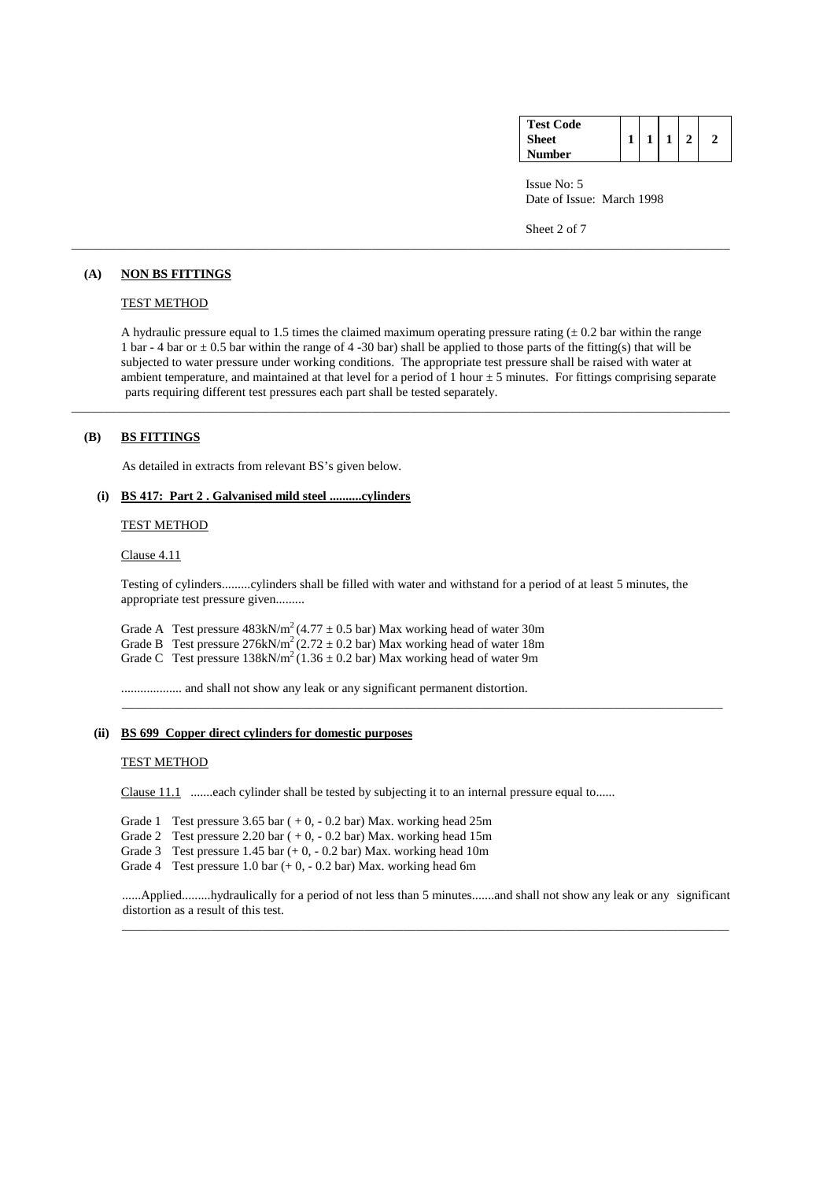| Test Code Sheet Number | 1 | 1 | 1 | 2 | 2 |
|---|---|---|---|---|---|

Issue No: 5
Date of Issue: March 1998

---

## (A) NON BS FITTINGS

TEST METHOD

A hydraulic pressure equal to 1.5 times the claimed maximum operating pressure rating ($\pm$ 0.2 bar within the range 1 bar - 4 bar or $\pm$ 0.5 bar within the range of 4 -30 bar) shall be applied to those parts of the fitting(s) that will be subjected to water pressure under working conditions. The appropriate test pressure shall be raised with water at ambient temperature, and maintained at that level for a period of 1 hour $\pm$ 5 minutes. For fittings comprising separate parts requiring different test pressures each part shall be tested separately.

---

## (B) BS FITTINGS

As detailed in extracts from relevant BS's given below.

### (i) BS 417: Part 2 . Galvanised mild steel ..........cylinders

TEST METHOD

Clause 4.11

Testing of cylinders.........cylinders shall be filled with water and withstand for a period of at least 5 minutes, the appropriate test pressure given.........

Grade A Test pressure 483kN/m$^2$ (4.77 $\pm$ 0.5 bar) Max working head of water 30m
Grade B Test pressure 276kN/m$^2$ (2.72 $\pm$ 0.2 bar) Max working head of water 18m
Grade C Test pressure 138kN/m$^2$ (1.36 $\pm$ 0.2 bar) Max working head of water 9m

.................. and shall not show any leak or any significant permanent distortion.

---

### (ii) BS 699 Copper direct cylinders for domestic purposes

TEST METHOD

Clause 11.1 .......each cylinder shall be tested by subjecting it to an internal pressure equal to......

Grade 1 Test pressure 3.65 bar ( + 0, - 0.2 bar) Max. working head 25m
Grade 2 Test pressure 2.20 bar ( + 0, - 0.2 bar) Max. working head 15m
Grade 3 Test pressure 1.45 bar (+ 0, - 0.2 bar) Max. working head 10m
Grade 4 Test pressure 1.0 bar (+ 0, - 0.2 bar) Max. working head 6m

......Applied.........hydraulically for a period of not less than 5 minutes.......and shall not show any leak or any significant distortion as a result of this test.

---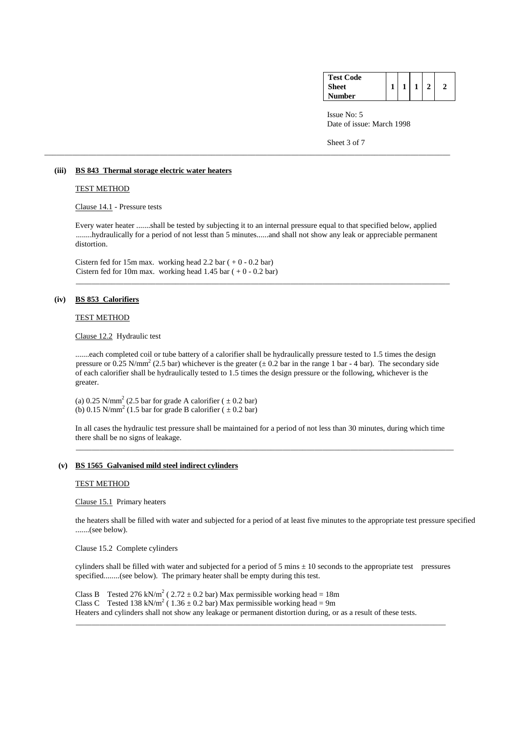| Test Code Sheet Number | 1 | 1 | 1 | 2 | 2 |
|---|---|---|---|---|---|

Issue No: 5
Date of issue: March 1998

---

**(iii) BS 843 Thermal storage electric water heaters**

TEST METHOD

Clause 14.1 - Pressure tests

Every water heater .......shall be tested by subjecting it to an internal pressure equal to that specified below, applied ........hydraulically for a period of not lesst than 5 minutes......and shall not show any leak or appreciable permanent distortion.

Cistern fed for 15m max. working head 2.2 bar ( + 0 - 0.2 bar)
Cistern fed for 10m max. working head 1.45 bar ( + 0 - 0.2 bar)

---

**(iv) BS 853 Calorifiers**

TEST METHOD

Clause 12.2 Hydraulic test

.......each completed coil or tube battery of a calorifier shall be hydraulically pressure tested to 1.5 times the design pressure or 0.25 N/mm$^2$ (2.5 bar) whichever is the greater (± 0.2 bar in the range 1 bar - 4 bar). The secondary side of each calorifier shall be hydraulically tested to 1.5 times the design pressure or the following, whichever is the greater.

(a) 0.25 N/mm$^2$ (2.5 bar for grade A calorifier ( ± 0.2 bar)
(b) 0.15 N/mm$^2$ (1.5 bar for grade B calorifier ( ± 0.2 bar)

In all cases the hydraulic test pressure shall be maintained for a period of not less than 30 minutes, during which time there shall be no signs of leakage.

---

**(v) BS 1565 Galvanised mild steel indirect cylinders**

TEST METHOD

Clause 15.1 Primary heaters

the heaters shall be filled with water and subjected for a period of at least five minutes to the appropriate test pressure specified .......(see below).

Clause 15.2 Complete cylinders

cylinders shall be filled with water and subjected for a period of 5 mins ± 10 seconds to the appropriate test pressures specified........(see below). The primary heater shall be empty during this test.

Class B Tested 276 kN/m$^2$ ( 2.72 ± 0.2 bar) Max permissible working head = 18m
Class C Tested 138 kN/m$^2$ ( 1.36 ± 0.2 bar) Max permissible working head = 9m
Heaters and cylinders shall not show any leakage or permanent distortion during, or as a result of these tests.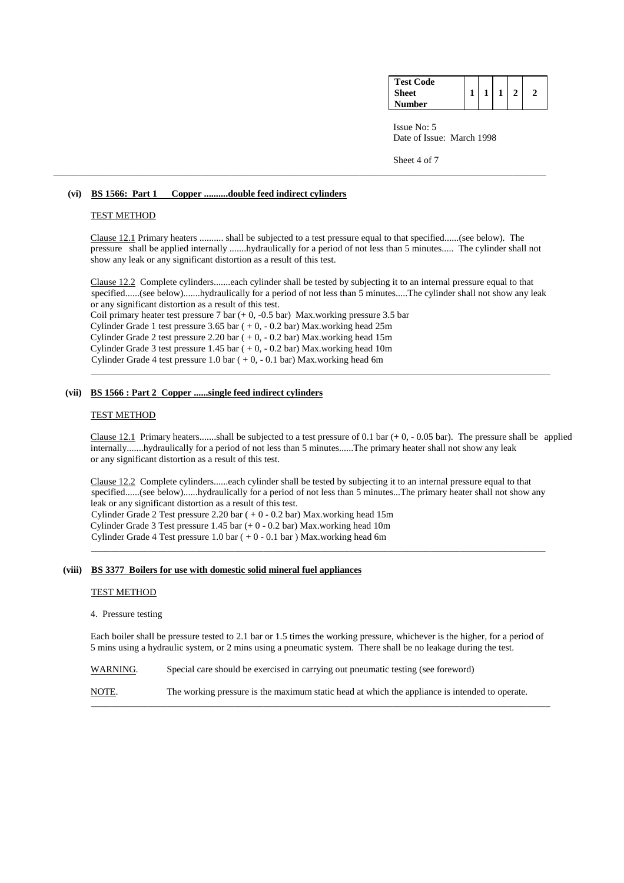| Test Code Sheet Number | 1 | 1 | 1 | 2 | 2 |
|---|---|---|---|---|---|

Issue No: 5
Date of Issue: March 1998

---

**(vi) BS 1566: Part 1 Copper ..........double feed indirect cylinders**

TEST METHOD

Clause 12.1 Primary heaters .......... shall be subjected to a test pressure equal to that specified......(see below). The pressure shall be applied internally .......hydraulically for a period of not less than 5 minutes..... The cylinder shall not show any leak or any significant distortion as a result of this test.

Clause 12.2 Complete cylinders.......each cylinder shall be tested by subjecting it to an internal pressure equal to that specified......(see below).......hydraulically for a period of not less than 5 minutes.....The cylinder shall not show any leak or any significant distortion as a result of this test.

Coil primary heater test pressure 7 bar (+ 0, -0.5 bar) Max.working pressure 3.5 bar
Cylinder Grade 1 test pressure 3.65 bar ( + 0, - 0.2 bar) Max.working head 25m
Cylinder Grade 2 test pressure 2.20 bar ( + 0, - 0.2 bar) Max.working head 15m
Cylinder Grade 3 test pressure 1.45 bar ( + 0, - 0.2 bar) Max.working head 10m
Cylinder Grade 4 test pressure 1.0 bar ( + 0, - 0.1 bar) Max.working head 6m

---

**(vii) BS 1566 : Part 2 Copper ......single feed indirect cylinders**

TEST METHOD

Clause 12.1 Primary heaters.......shall be subjected to a test pressure of 0.1 bar (+ 0, - 0.05 bar). The pressure shall be applied internally.......hydraulically for a period of not less than 5 minutes......The primary heater shall not show any leak or any significant distortion as a result of this test.

Clause 12.2 Complete cylinders......each cylinder shall be tested by subjecting it to an internal pressure equal to that specified......(see below)......hydraulically for a period of not less than 5 minutes...The primary heater shall not show any leak or any significant distortion as a result of this test.

Cylinder Grade 2 Test pressure 2.20 bar ( + 0 - 0.2 bar) Max.working head 15m
Cylinder Grade 3 Test pressure 1.45 bar (+ 0 - 0.2 bar) Max.working head 10m
Cylinder Grade 4 Test pressure 1.0 bar ( + 0 - 0.1 bar ) Max.working head 6m

---

**(viii) BS 3377 Boilers for use with domestic solid mineral fuel appliances**

TEST METHOD

4. Pressure testing

Each boiler shall be pressure tested to 2.1 bar or 1.5 times the working pressure, whichever is the higher, for a period of 5 mins using a hydraulic system, or 2 mins using a pneumatic system. There shall be no leakage during the test.

WARNING. Special care should be exercised in carrying out pneumatic testing (see foreword)

NOTE. The working pressure is the maximum static head at which the appliance is intended to operate.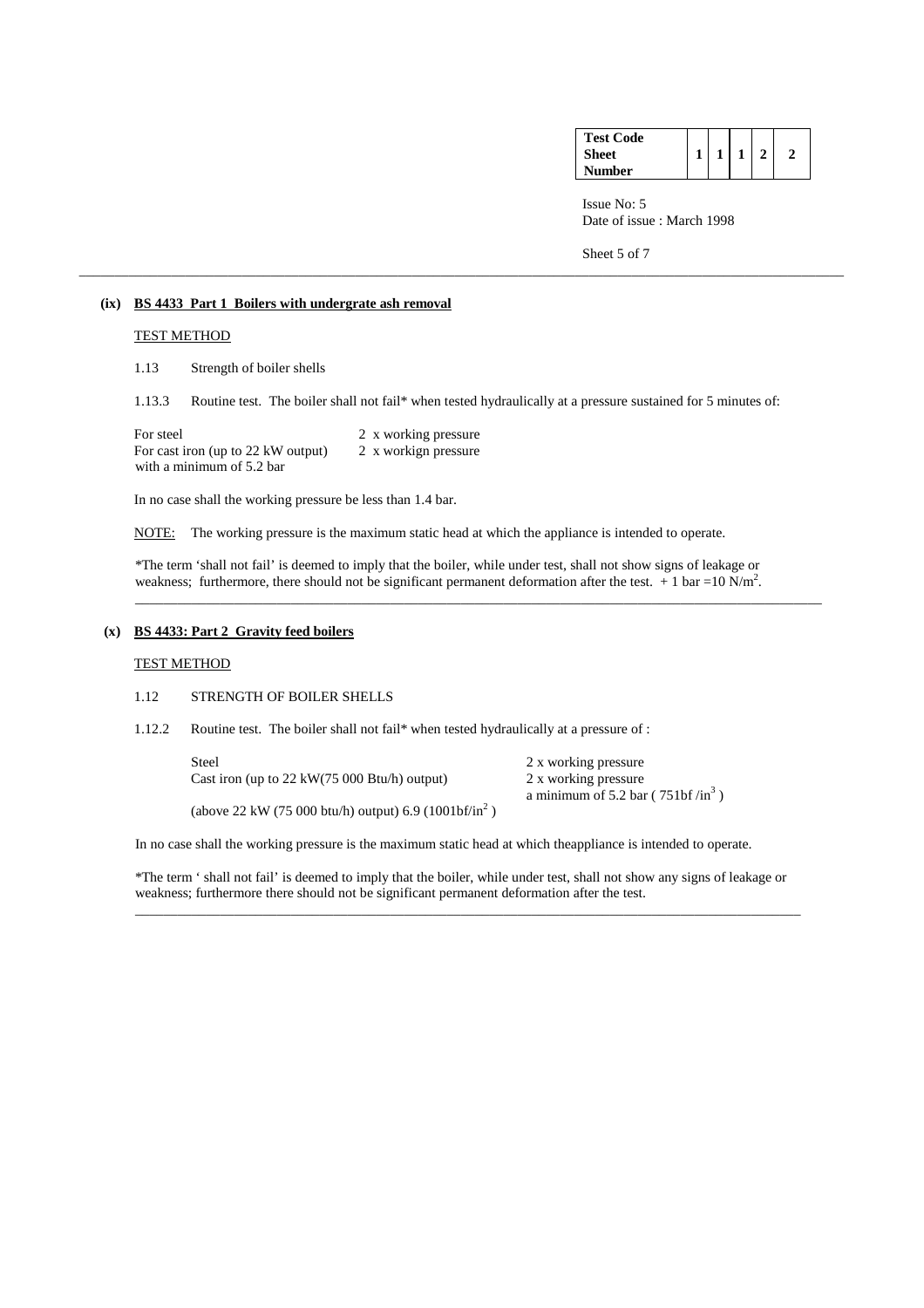**(ix) BS 4433 Part 1 Boilers with undergrate ash removal**

TEST METHOD

1.13 Strength of boiler shells

1.13.3 Routine test. The boiler shall not fail* when tested hydraulically at a pressure sustained for 5 minutes of:

| | |
|---|---|
| For steel | 2 x working pressure |
| For cast iron (up to 22 kW output) with a minimum of 5.2 bar | 2 x workign pressure |

In no case shall the working pressure be less than 1.4 bar.

NOTE: The working pressure is the maximum static head at which the appliance is intended to operate.

*The term 'shall not fail' is deemed to imply that the boiler, while under test, shall not show signs of leakage or weakness; furthermore, there should not be significant permanent deformation after the test. + 1 bar =10 N/m$^2$.

---

**(x) BS 4433: Part 2 Gravity feed boilers**

TEST METHOD

1.12 STRENGTH OF BOILER SHELLS

1.12.2 Routine test. The boiler shall not fail* when tested hydraulically at a pressure of :

| | |
|---|---|
| Steel | 2 x working pressure |
| Cast iron (up to 22 kW(75 000 Btu/h) output) | 2 x working pressure a minimum of 5.2 bar ( 751bf /in$^3$ ) |
| (above 22 kW (75 000 btu/h) output) 6.9 (1001bf/in$^2$ ) | |

In no case shall the working pressure is the maximum static head at which theappliance is intended to operate.

*The term ' shall not fail' is deemed to imply that the boiler, while under test, shall not show any signs of leakage or weakness; furthermore there should not be significant permanent deformation after the test.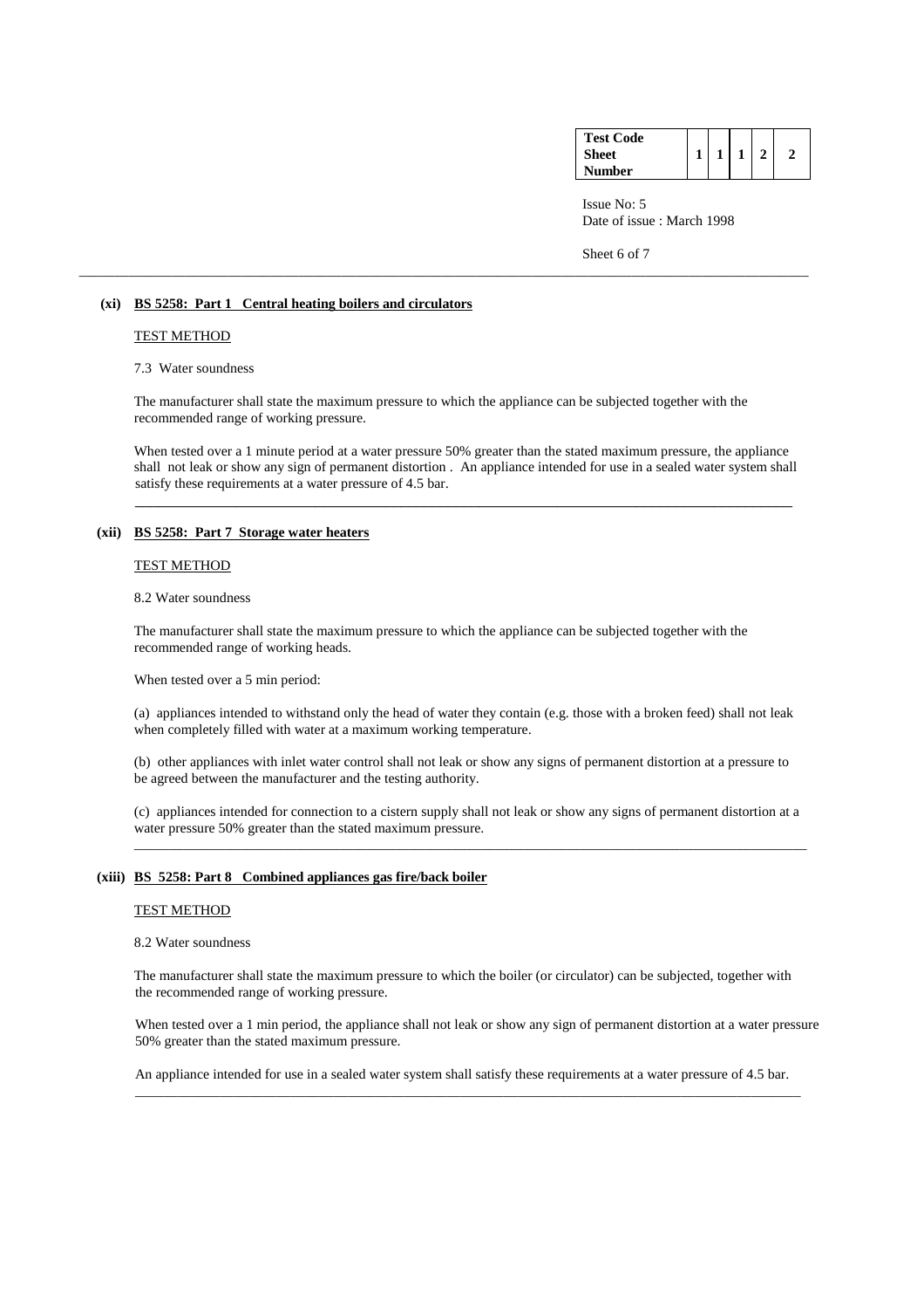**(xi) BS 5258: Part 1 Central heating boilers and circulators**

TEST METHOD

7.3 Water soundness

The manufacturer shall state the maximum pressure to which the appliance can be subjected together with the recommended range of working pressure.

When tested over a 1 minute period at a water pressure 50% greater than the stated maximum pressure, the appliance shall not leak or show any sign of permanent distortion . An appliance intended for use in a sealed water system shall satisfy these requirements at a water pressure of 4.5 bar.

---

**(xii) BS 5258: Part 7 Storage water heaters**

TEST METHOD

8.2 Water soundness

The manufacturer shall state the maximum pressure to which the appliance can be subjected together with the recommended range of working heads.

When tested over a 5 min period:

(a) appliances intended to withstand only the head of water they contain (e.g. those with a broken feed) shall not leak when completely filled with water at a maximum working temperature.

(b) other appliances with inlet water control shall not leak or show any signs of permanent distortion at a pressure to be agreed between the manufacturer and the testing authority.

(c) appliances intended for connection to a cistern supply shall not leak or show any signs of permanent distortion at a water pressure 50% greater than the stated maximum pressure.

---

**(xiii) BS 5258: Part 8 Combined appliances gas fire/back boiler**

TEST METHOD

8.2 Water soundness

The manufacturer shall state the maximum pressure to which the boiler (or circulator) can be subjected, together with the recommended range of working pressure.

When tested over a 1 min period, the appliance shall not leak or show any sign of permanent distortion at a water pressure 50% greater than the stated maximum pressure.

An appliance intended for use in a sealed water system shall satisfy these requirements at a water pressure of 4.5 bar.

---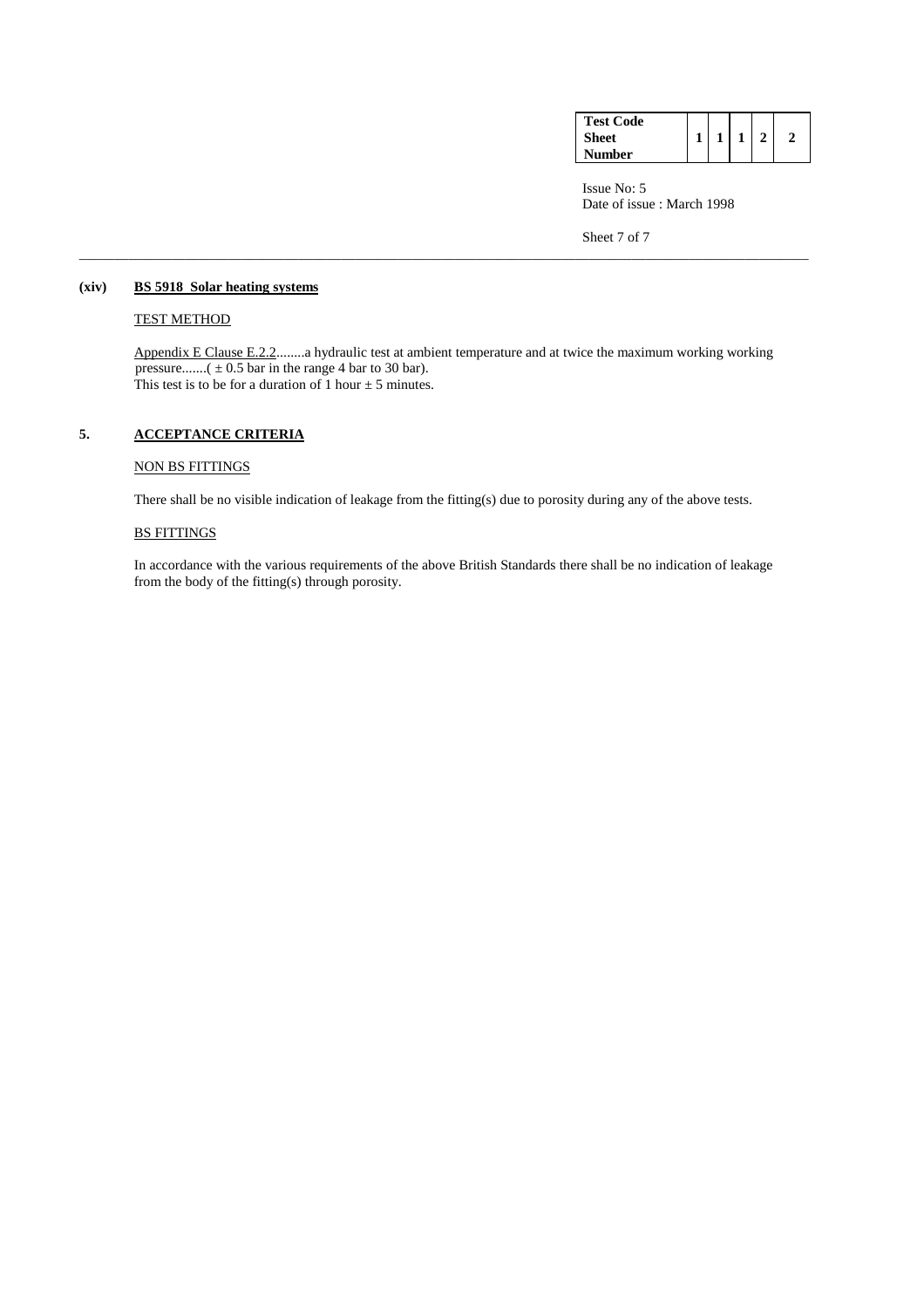| Test Code Sheet Number | 1 | 1 | 1 | 2 | 2 |
|---|---|---|---|---|---|

Issue No: 5
Date of issue : March 1998

**(xiv) BS 5918 Solar heating systems**

TEST METHOD

Appendix E Clause E.2.2........a hydraulic test at ambient temperature and at twice the maximum working working pressure.......( $\pm$ 0.5 bar in the range 4 bar to 30 bar).
This test is to be for a duration of 1 hour $\pm$ 5 minutes.

## 5. ACCEPTANCE CRITERIA

NON BS FITTINGS

There shall be no visible indication of leakage from the fitting(s) due to porosity during any of the above tests.

BS FITTINGS

In accordance with the various requirements of the above British Standards there shall be no indication of leakage from the body of the fitting(s) through porosity.